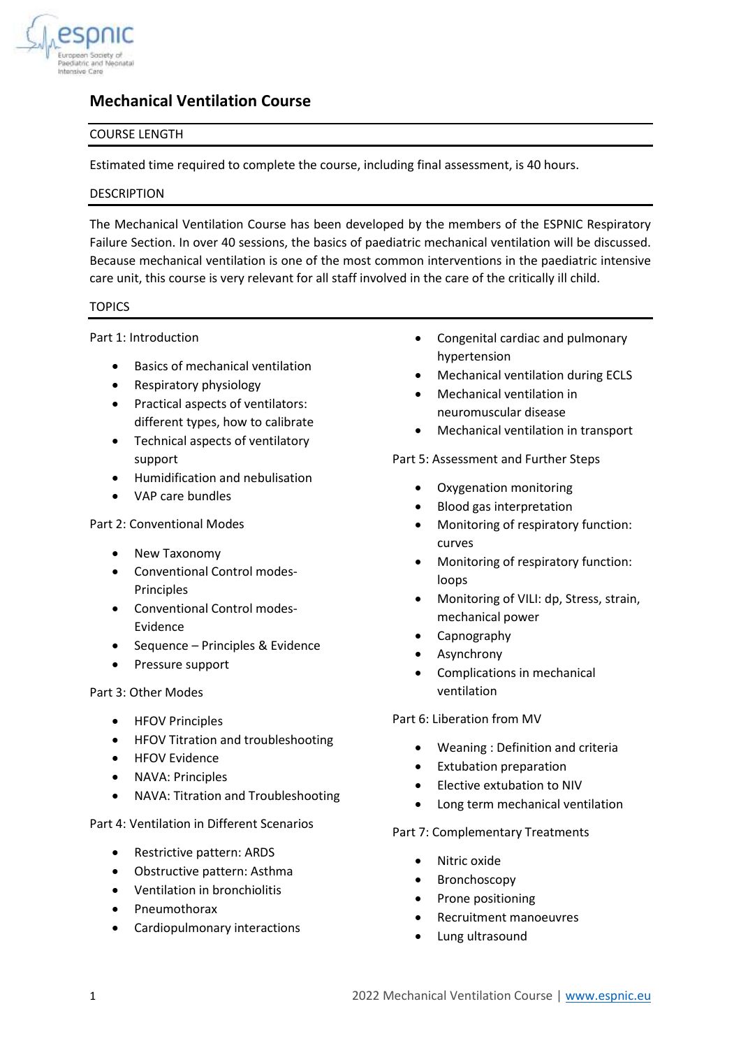# Mechanical Ventilation Course

## COURSE LENGTH

Estimated time required to complete the course, including final assessment, is 40 hours.

## DESCRIPTION

The Mechanical Ventilation Course has been developed by the members of the ESPNIC Respiratory Failure Section. In over 40 sessions, the basics of paediatric mechanical ventilation will be discussed. Because mechanical ventilation is one of the most common interventions in the paediatric intensive care unit, this course is very relevant for all staff involved in the care of the critically ill child.

## TOPICS

Part 1: Introduction

- Basics of mechanical ventilation
- Respiratory physiology
- Practical aspects of ventilators: different types, how to calibrate
- Technical aspects of ventilatory support
- Humidification and nebulisation
- VAP care bundles

Part 2: Conventional Modes

- New Taxonomy
- Conventional Control modes- Principles
- Conventional Control modes- Evidence
- Sequence – Principles & Evidence
- Pressure support

Part 3: Other Modes

- HFOV Principles
- HFOV Titration and troubleshooting
- HFOV Evidence
- NAVA: Principles
- NAVA: Titration and Troubleshooting

Part 4: Ventilation in Different Scenarios

- Restrictive pattern: ARDS
- Obstructive pattern: Asthma
- Ventilation in bronchiolitis
- Pneumothorax
- Cardiopulmonary interactions
- Congenital cardiac and pulmonary hypertension
- Mechanical ventilation during ECLS
- Mechanical ventilation in neuromuscular disease
- Mechanical ventilation in transport

Part 5: Assessment and Further Steps

- Oxygenation monitoring
- Blood gas interpretation
- Monitoring of respiratory function: curves
- Monitoring of respiratory function: loops
- Monitoring of VILI: dp, Stress, strain, mechanical power
- Capnography
- Asynchrony
- Complications in mechanical ventilation

Part 6: Liberation from MV

- Weaning : Definition and criteria
- Extubation preparation
- Elective extubation to NIV
- Long term mechanical ventilation

Part 7: Complementary Treatments

- Nitric oxide
- Bronchoscopy
- Prone positioning
- Recruitment manoeuvres
- Lung ultrasound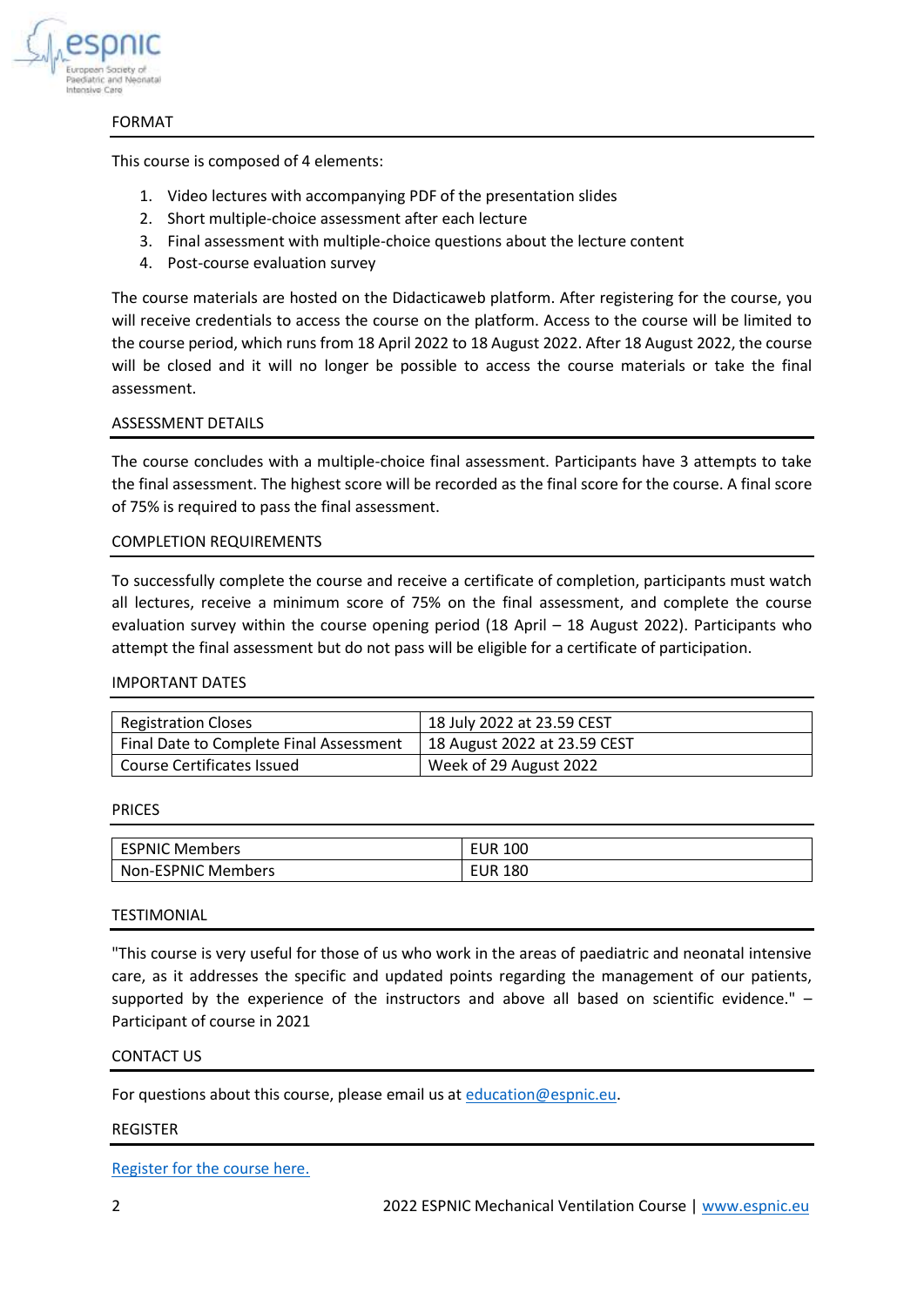## FORMAT

This course is composed of 4 elements:

1. Video lectures with accompanying PDF of the presentation slides
2. Short multiple-choice assessment after each lecture
3. Final assessment with multiple-choice questions about the lecture content
4. Post-course evaluation survey

The course materials are hosted on the Didacticaweb platform. After registering for the course, you will receive credentials to access the course on the platform. Access to the course will be limited to the course period, which runs from 18 April 2022 to 18 August 2022. After 18 August 2022, the course will be closed and it will no longer be possible to access the course materials or take the final assessment.

## ASSESSMENT DETAILS

The course concludes with a multiple-choice final assessment. Participants have 3 attempts to take the final assessment. The highest score will be recorded as the final score for the course. A final score of 75% is required to pass the final assessment.

## COMPLETION REQUIREMENTS

To successfully complete the course and receive a certificate of completion, participants must watch all lectures, receive a minimum score of 75% on the final assessment, and complete the course evaluation survey within the course opening period (18 April – 18 August 2022). Participants who attempt the final assessment but do not pass will be eligible for a certificate of participation.

## IMPORTANT DATES

| | |
|---|---|
| Registration Closes | 18 July 2022 at 23.59 CEST |
| Final Date to Complete Final Assessment | 18 August 2022 at 23.59 CEST |
| Course Certificates Issued | Week of 29 August 2022 |

## PRICES

| | |
|---|---|
| ESPNIC Members | EUR 100 |
| Non-ESPNIC Members | EUR 180 |

## TESTIMONIAL

"This course is very useful for those of us who work in the areas of paediatric and neonatal intensive care, as it addresses the specific and updated points regarding the management of our patients, supported by the experience of the instructors and above all based on scientific evidence." – Participant of course in 2021

## CONTACT US

For questions about this course, please email us at education@espnic.eu.

## REGISTER

Register for the course here.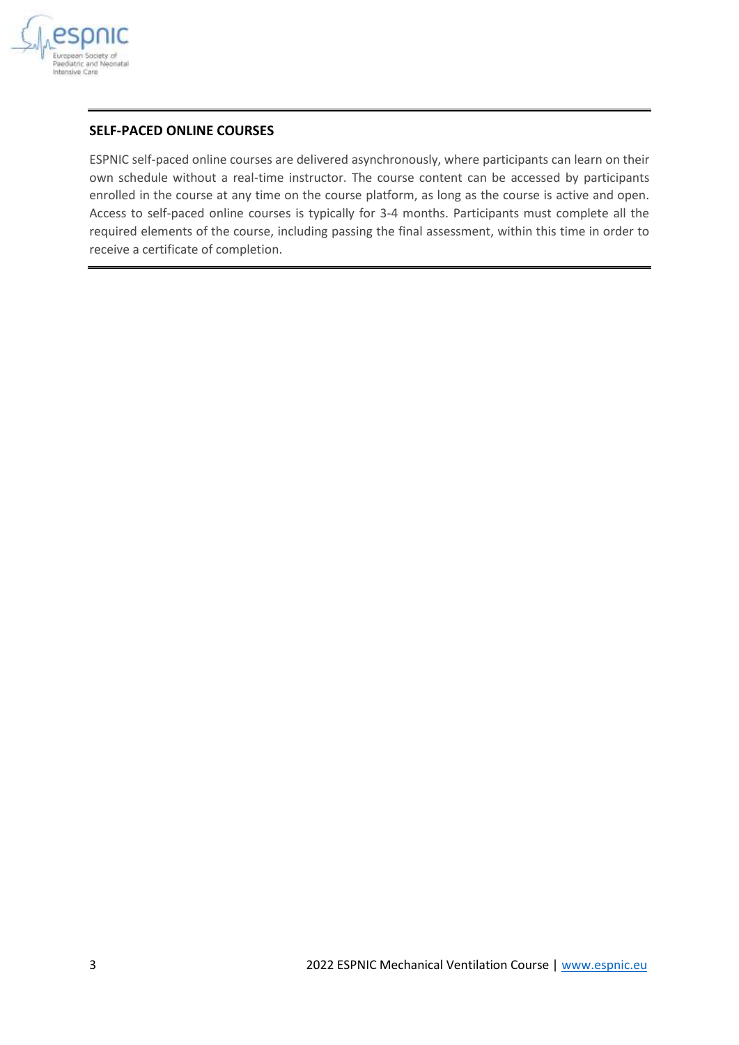## SELF-PACED ONLINE COURSES

ESPNIC self-paced online courses are delivered asynchronously, where participants can learn on their own schedule without a real-time instructor. The course content can be accessed by participants enrolled in the course at any time on the course platform, as long as the course is active and open. Access to self-paced online courses is typically for 3-4 months. Participants must complete all the required elements of the course, including passing the final assessment, within this time in order to receive a certificate of completion.